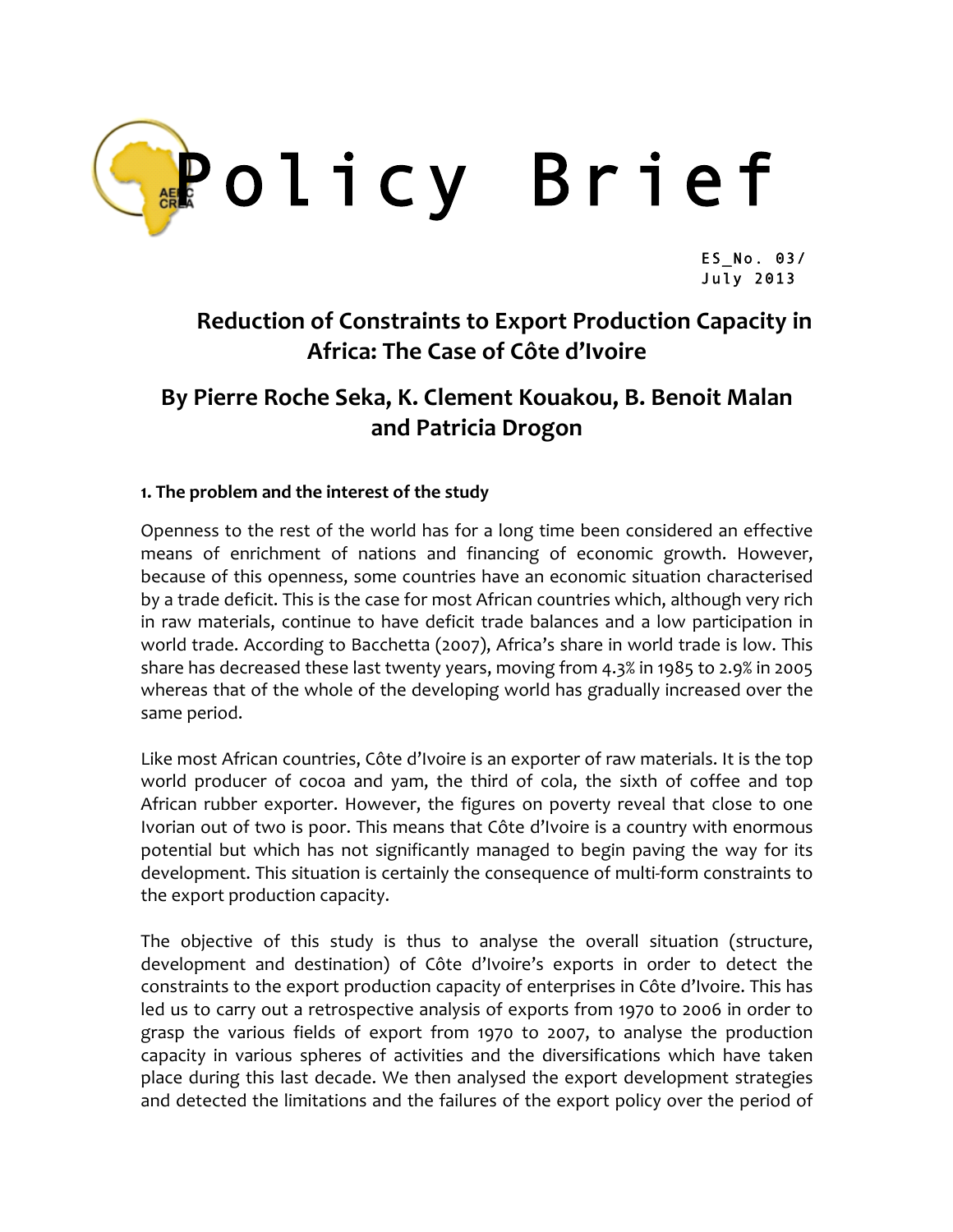# Policy Brief

ES_No. 03/
July 2013

## Reduction of Constraints to Export Production Capacity in Africa: The Case of Côte d'Ivoire

## By Pierre Roche Seka, K. Clement Kouakou, B. Benoit Malan and Patricia Drogon

### 1. The problem and the interest of the study

Openness to the rest of the world has for a long time been considered an effective means of enrichment of nations and financing of economic growth. However, because of this openness, some countries have an economic situation characterised by a trade deficit. This is the case for most African countries which, although very rich in raw materials, continue to have deficit trade balances and a low participation in world trade. According to Bacchetta (2007), Africa's share in world trade is low. This share has decreased these last twenty years, moving from 4.3% in 1985 to 2.9% in 2005 whereas that of the whole of the developing world has gradually increased over the same period.

Like most African countries, Côte d'Ivoire is an exporter of raw materials. It is the top world producer of cocoa and yam, the third of cola, the sixth of coffee and top African rubber exporter. However, the figures on poverty reveal that close to one Ivorian out of two is poor. This means that Côte d'Ivoire is a country with enormous potential but which has not significantly managed to begin paving the way for its development. This situation is certainly the consequence of multi-form constraints to the export production capacity.

The objective of this study is thus to analyse the overall situation (structure, development and destination) of Côte d'Ivoire's exports in order to detect the constraints to the export production capacity of enterprises in Côte d'Ivoire. This has led us to carry out a retrospective analysis of exports from 1970 to 2006 in order to grasp the various fields of export from 1970 to 2007, to analyse the production capacity in various spheres of activities and the diversifications which have taken place during this last decade. We then analysed the export development strategies and detected the limitations and the failures of the export policy over the period of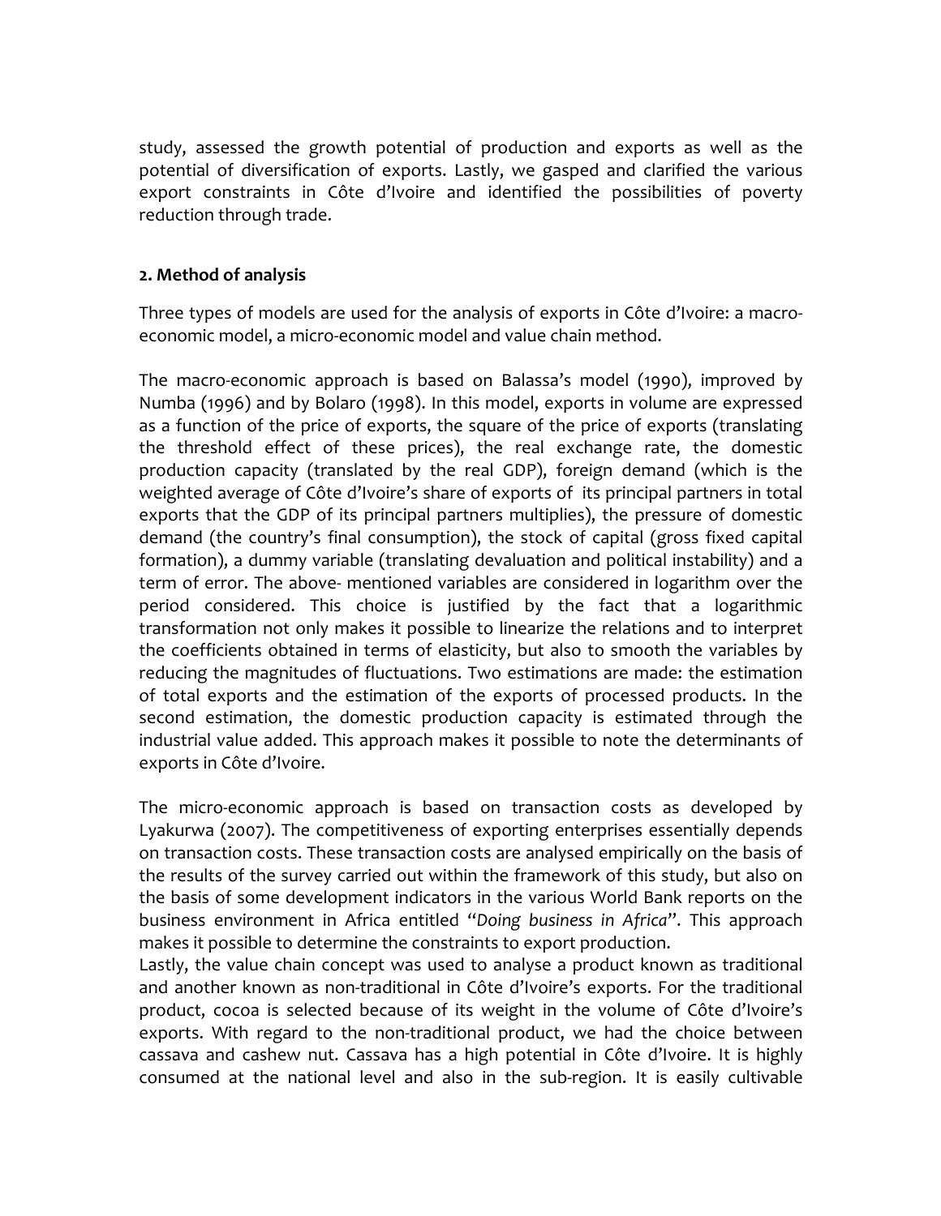study, assessed the growth potential of production and exports as well as the potential of diversification of exports. Lastly, we gasped and clarified the various export constraints in Côte d'Ivoire and identified the possibilities of poverty reduction through trade.

## 2. Method of analysis

Three types of models are used for the analysis of exports in Côte d'Ivoire: a macro-economic model, a micro-economic model and value chain method.

The macro-economic approach is based on Balassa's model (1990), improved by Numba (1996) and by Bolaro (1998). In this model, exports in volume are expressed as a function of the price of exports, the square of the price of exports (translating the threshold effect of these prices), the real exchange rate, the domestic production capacity (translated by the real GDP), foreign demand (which is the weighted average of Côte d'Ivoire's share of exports of its principal partners in total exports that the GDP of its principal partners multiplies), the pressure of domestic demand (the country's final consumption), the stock of capital (gross fixed capital formation), a dummy variable (translating devaluation and political instability) and a term of error. The above- mentioned variables are considered in logarithm over the period considered. This choice is justified by the fact that a logarithmic transformation not only makes it possible to linearize the relations and to interpret the coefficients obtained in terms of elasticity, but also to smooth the variables by reducing the magnitudes of fluctuations. Two estimations are made: the estimation of total exports and the estimation of the exports of processed products. In the second estimation, the domestic production capacity is estimated through the industrial value added. This approach makes it possible to note the determinants of exports in Côte d'Ivoire.

The micro-economic approach is based on transaction costs as developed by Lyakurwa (2007). The competitiveness of exporting enterprises essentially depends on transaction costs. These transaction costs are analysed empirically on the basis of the results of the survey carried out within the framework of this study, but also on the basis of some development indicators in the various World Bank reports on the business environment in Africa entitled "*Doing business in Africa*". This approach makes it possible to determine the constraints to export production.

Lastly, the value chain concept was used to analyse a product known as traditional and another known as non-traditional in Côte d'Ivoire's exports. For the traditional product, cocoa is selected because of its weight in the volume of Côte d'Ivoire's exports. With regard to the non-traditional product, we had the choice between cassava and cashew nut. Cassava has a high potential in Côte d'Ivoire. It is highly consumed at the national level and also in the sub-region. It is easily cultivable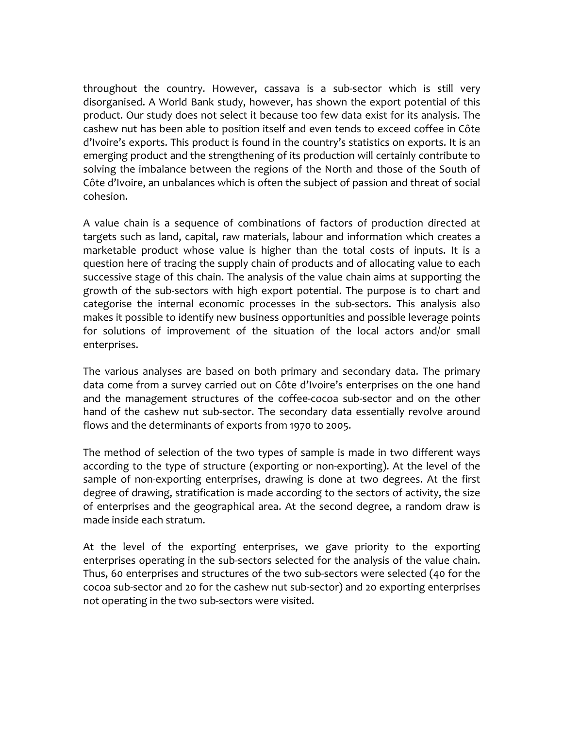throughout the country. However, cassava is a sub-sector which is still very disorganised. A World Bank study, however, has shown the export potential of this product. Our study does not select it because too few data exist for its analysis. The cashew nut has been able to position itself and even tends to exceed coffee in Côte d'Ivoire's exports. This product is found in the country's statistics on exports. It is an emerging product and the strengthening of its production will certainly contribute to solving the imbalance between the regions of the North and those of the South of Côte d'Ivoire, an unbalances which is often the subject of passion and threat of social cohesion.

A value chain is a sequence of combinations of factors of production directed at targets such as land, capital, raw materials, labour and information which creates a marketable product whose value is higher than the total costs of inputs. It is a question here of tracing the supply chain of products and of allocating value to each successive stage of this chain. The analysis of the value chain aims at supporting the growth of the sub-sectors with high export potential. The purpose is to chart and categorise the internal economic processes in the sub-sectors. This analysis also makes it possible to identify new business opportunities and possible leverage points for solutions of improvement of the situation of the local actors and/or small enterprises.

The various analyses are based on both primary and secondary data. The primary data come from a survey carried out on Côte d'Ivoire's enterprises on the one hand and the management structures of the coffee-cocoa sub-sector and on the other hand of the cashew nut sub-sector. The secondary data essentially revolve around flows and the determinants of exports from 1970 to 2005.

The method of selection of the two types of sample is made in two different ways according to the type of structure (exporting or non-exporting). At the level of the sample of non-exporting enterprises, drawing is done at two degrees. At the first degree of drawing, stratification is made according to the sectors of activity, the size of enterprises and the geographical area. At the second degree, a random draw is made inside each stratum.

At the level of the exporting enterprises, we gave priority to the exporting enterprises operating in the sub-sectors selected for the analysis of the value chain. Thus, 60 enterprises and structures of the two sub-sectors were selected (40 for the cocoa sub-sector and 20 for the cashew nut sub-sector) and 20 exporting enterprises not operating in the two sub-sectors were visited.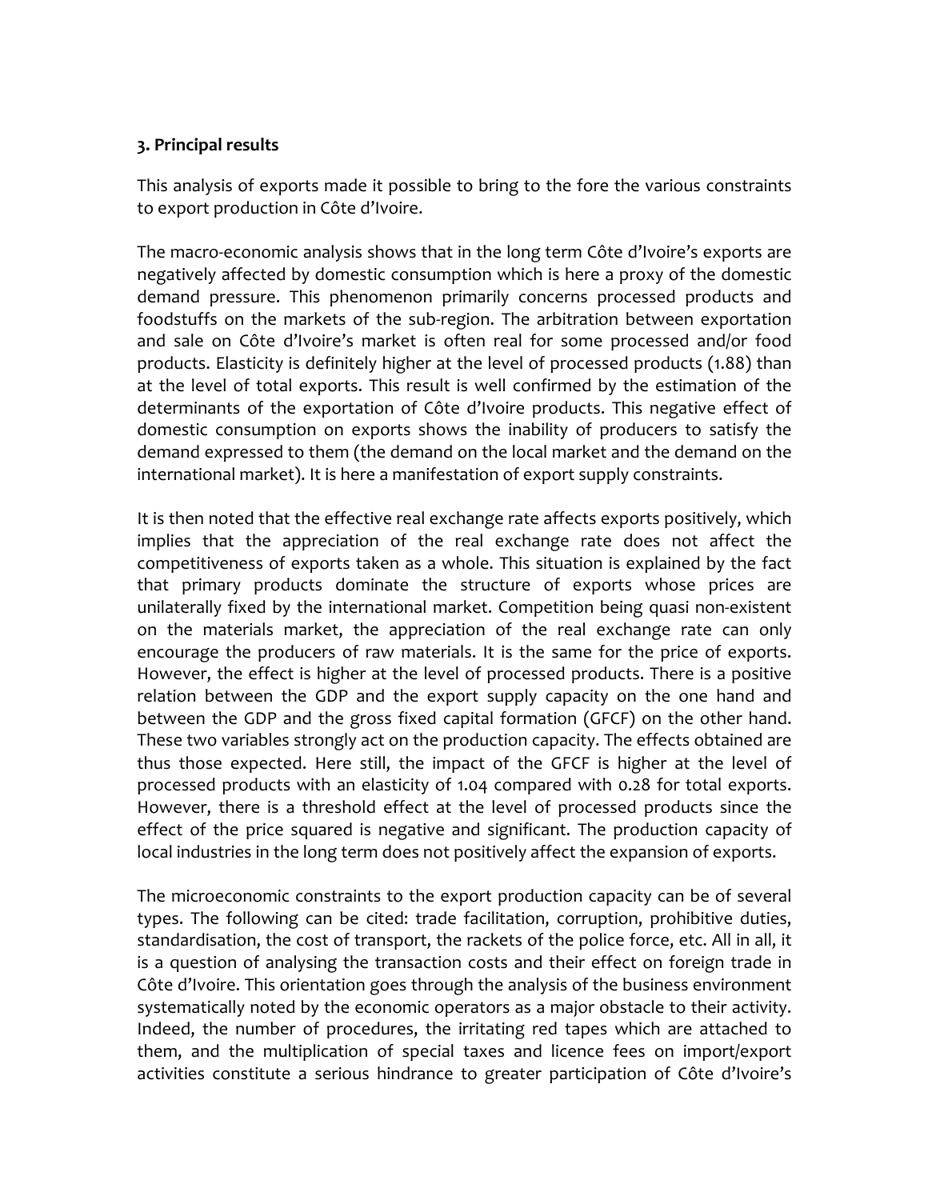### 3. Principal results

This analysis of exports made it possible to bring to the fore the various constraints to export production in Côte d'Ivoire.

The macro-economic analysis shows that in the long term Côte d'Ivoire's exports are negatively affected by domestic consumption which is here a proxy of the domestic demand pressure. This phenomenon primarily concerns processed products and foodstuffs on the markets of the sub-region. The arbitration between exportation and sale on Côte d'Ivoire's market is often real for some processed and/or food products. Elasticity is definitely higher at the level of processed products (1.88) than at the level of total exports. This result is well confirmed by the estimation of the determinants of the exportation of Côte d'Ivoire products. This negative effect of domestic consumption on exports shows the inability of producers to satisfy the demand expressed to them (the demand on the local market and the demand on the international market). It is here a manifestation of export supply constraints.

It is then noted that the effective real exchange rate affects exports positively, which implies that the appreciation of the real exchange rate does not affect the competitiveness of exports taken as a whole. This situation is explained by the fact that primary products dominate the structure of exports whose prices are unilaterally fixed by the international market. Competition being quasi non-existent on the materials market, the appreciation of the real exchange rate can only encourage the producers of raw materials. It is the same for the price of exports. However, the effect is higher at the level of processed products. There is a positive relation between the GDP and the export supply capacity on the one hand and between the GDP and the gross fixed capital formation (GFCF) on the other hand. These two variables strongly act on the production capacity. The effects obtained are thus those expected. Here still, the impact of the GFCF is higher at the level of processed products with an elasticity of 1.04 compared with 0.28 for total exports. However, there is a threshold effect at the level of processed products since the effect of the price squared is negative and significant. The production capacity of local industries in the long term does not positively affect the expansion of exports.

The microeconomic constraints to the export production capacity can be of several types. The following can be cited: trade facilitation, corruption, prohibitive duties, standardisation, the cost of transport, the rackets of the police force, etc. All in all, it is a question of analysing the transaction costs and their effect on foreign trade in Côte d'Ivoire. This orientation goes through the analysis of the business environment systematically noted by the economic operators as a major obstacle to their activity. Indeed, the number of procedures, the irritating red tapes which are attached to them, and the multiplication of special taxes and licence fees on import/export activities constitute a serious hindrance to greater participation of Côte d'Ivoire's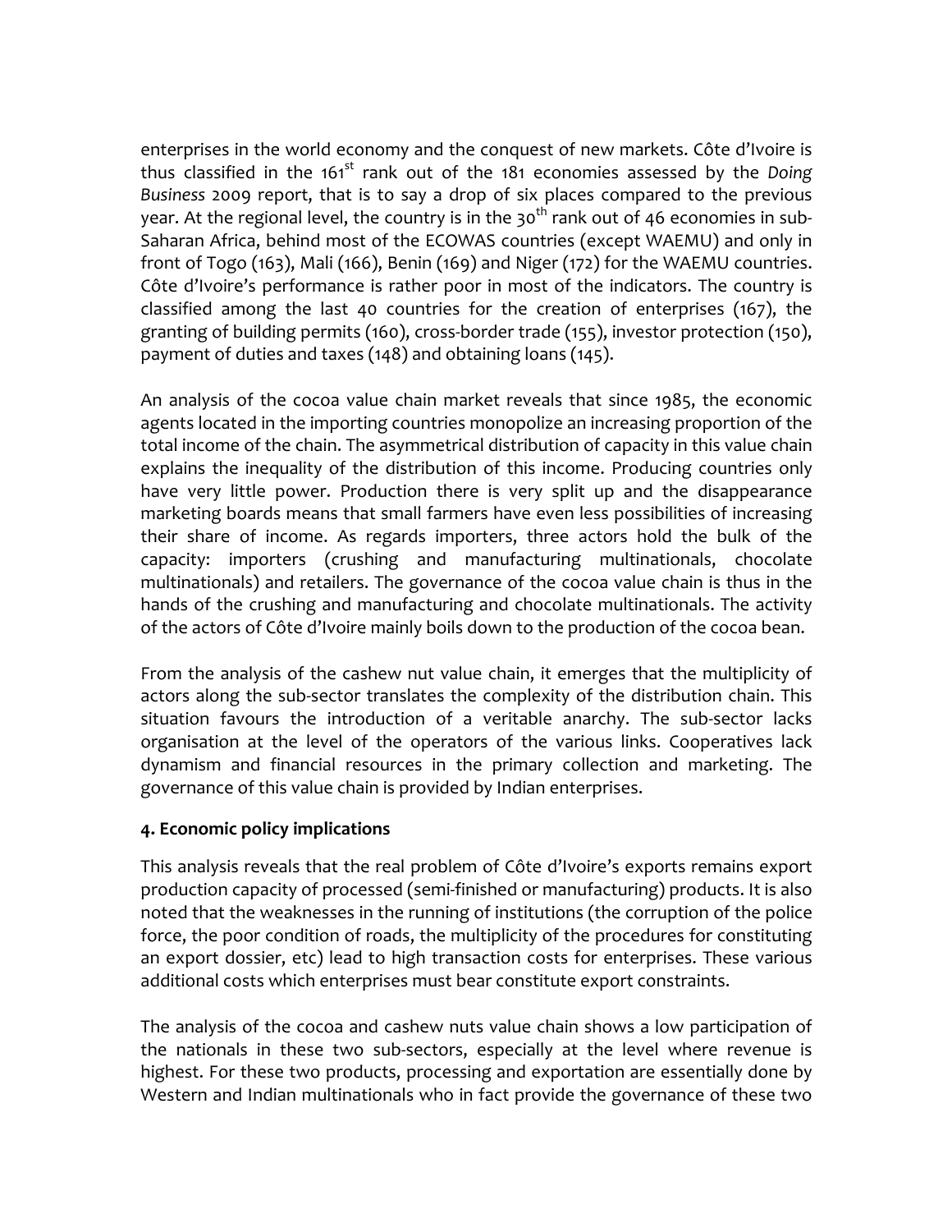enterprises in the world economy and the conquest of new markets. Côte d'Ivoire is thus classified in the 161st rank out of the 181 economies assessed by the *Doing Business* 2009 report, that is to say a drop of six places compared to the previous year. At the regional level, the country is in the 30th rank out of 46 economies in sub-Saharan Africa, behind most of the ECOWAS countries (except WAEMU) and only in front of Togo (163), Mali (166), Benin (169) and Niger (172) for the WAEMU countries. Côte d'Ivoire's performance is rather poor in most of the indicators. The country is classified among the last 40 countries for the creation of enterprises (167), the granting of building permits (160), cross-border trade (155), investor protection (150), payment of duties and taxes (148) and obtaining loans (145).

An analysis of the cocoa value chain market reveals that since 1985, the economic agents located in the importing countries monopolize an increasing proportion of the total income of the chain. The asymmetrical distribution of capacity in this value chain explains the inequality of the distribution of this income. Producing countries only have very little power. Production there is very split up and the disappearance marketing boards means that small farmers have even less possibilities of increasing their share of income. As regards importers, three actors hold the bulk of the capacity: importers (crushing and manufacturing multinationals, chocolate multinationals) and retailers. The governance of the cocoa value chain is thus in the hands of the crushing and manufacturing and chocolate multinationals. The activity of the actors of Côte d'Ivoire mainly boils down to the production of the cocoa bean.

From the analysis of the cashew nut value chain, it emerges that the multiplicity of actors along the sub-sector translates the complexity of the distribution chain. This situation favours the introduction of a veritable anarchy. The sub-sector lacks organisation at the level of the operators of the various links. Cooperatives lack dynamism and financial resources in the primary collection and marketing. The governance of this value chain is provided by Indian enterprises.

## 4. Economic policy implications

This analysis reveals that the real problem of Côte d'Ivoire's exports remains export production capacity of processed (semi-finished or manufacturing) products. It is also noted that the weaknesses in the running of institutions (the corruption of the police force, the poor condition of roads, the multiplicity of the procedures for constituting an export dossier, etc) lead to high transaction costs for enterprises. These various additional costs which enterprises must bear constitute export constraints.

The analysis of the cocoa and cashew nuts value chain shows a low participation of the nationals in these two sub-sectors, especially at the level where revenue is highest. For these two products, processing and exportation are essentially done by Western and Indian multinationals who in fact provide the governance of these two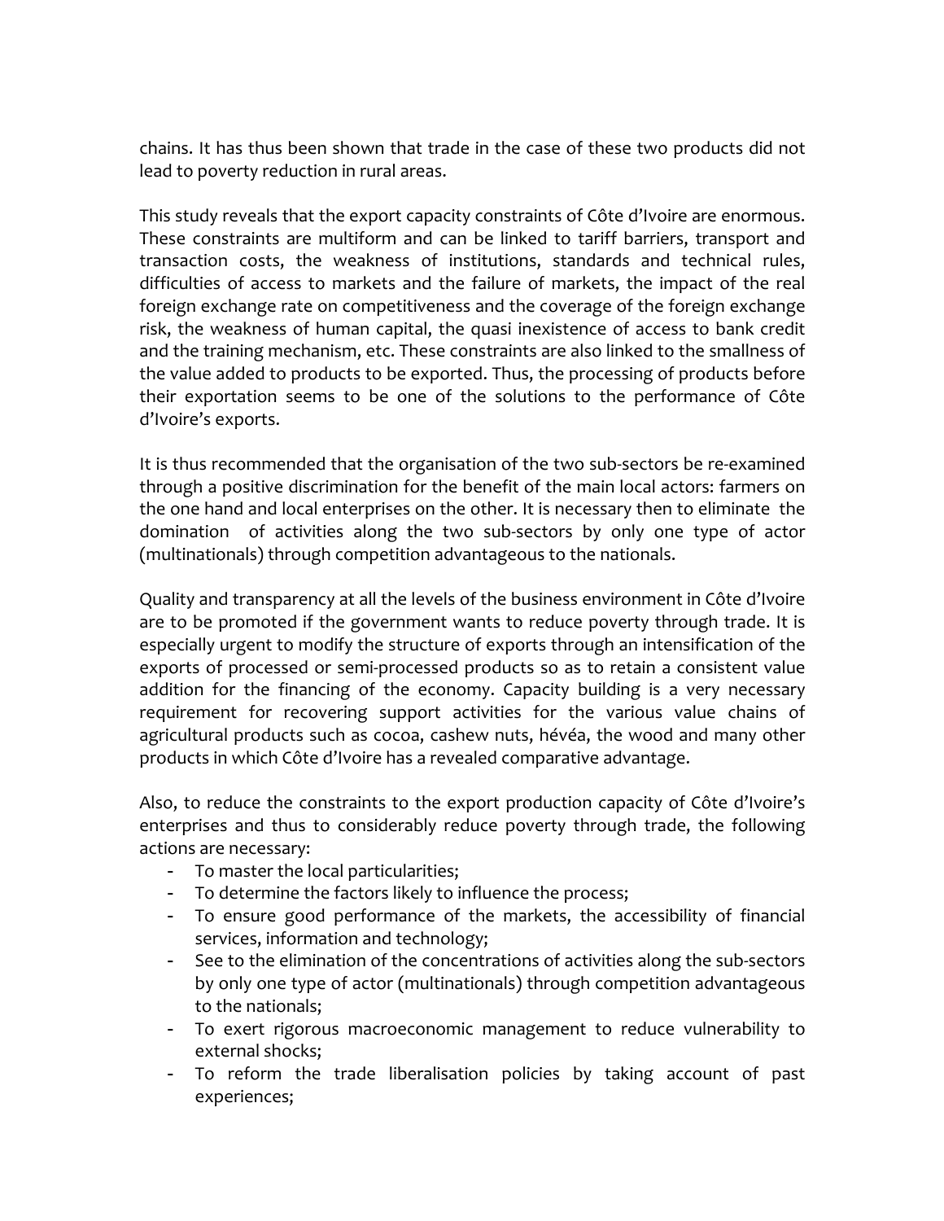chains. It has thus been shown that trade in the case of these two products did not lead to poverty reduction in rural areas.

This study reveals that the export capacity constraints of Côte d'Ivoire are enormous. These constraints are multiform and can be linked to tariff barriers, transport and transaction costs, the weakness of institutions, standards and technical rules, difficulties of access to markets and the failure of markets, the impact of the real foreign exchange rate on competitiveness and the coverage of the foreign exchange risk, the weakness of human capital, the quasi inexistence of access to bank credit and the training mechanism, etc. These constraints are also linked to the smallness of the value added to products to be exported. Thus, the processing of products before their exportation seems to be one of the solutions to the performance of Côte d'Ivoire's exports.

It is thus recommended that the organisation of the two sub-sectors be re-examined through a positive discrimination for the benefit of the main local actors: farmers on the one hand and local enterprises on the other. It is necessary then to eliminate the domination of activities along the two sub-sectors by only one type of actor (multinationals) through competition advantageous to the nationals.

Quality and transparency at all the levels of the business environment in Côte d'Ivoire are to be promoted if the government wants to reduce poverty through trade. It is especially urgent to modify the structure of exports through an intensification of the exports of processed or semi-processed products so as to retain a consistent value addition for the financing of the economy. Capacity building is a very necessary requirement for recovering support activities for the various value chains of agricultural products such as cocoa, cashew nuts, hévéa, the wood and many other products in which Côte d'Ivoire has a revealed comparative advantage.

Also, to reduce the constraints to the export production capacity of Côte d'Ivoire's enterprises and thus to considerably reduce poverty through trade, the following actions are necessary:

- To master the local particularities;
- To determine the factors likely to influence the process;
- To ensure good performance of the markets, the accessibility of financial services, information and technology;
- See to the elimination of the concentrations of activities along the sub-sectors by only one type of actor (multinationals) through competition advantageous to the nationals;
- To exert rigorous macroeconomic management to reduce vulnerability to external shocks;
- To reform the trade liberalisation policies by taking account of past experiences;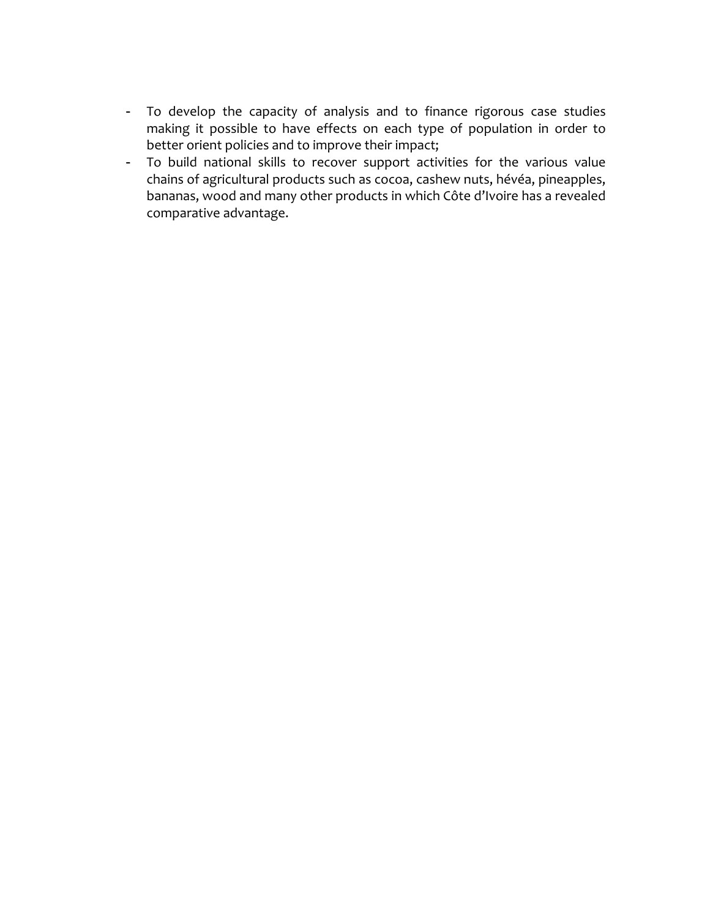- To develop the capacity of analysis and to finance rigorous case studies making it possible to have effects on each type of population in order to better orient policies and to improve their impact;
- To build national skills to recover support activities for the various value chains of agricultural products such as cocoa, cashew nuts, hévéa, pineapples, bananas, wood and many other products in which Côte d'Ivoire has a revealed comparative advantage.